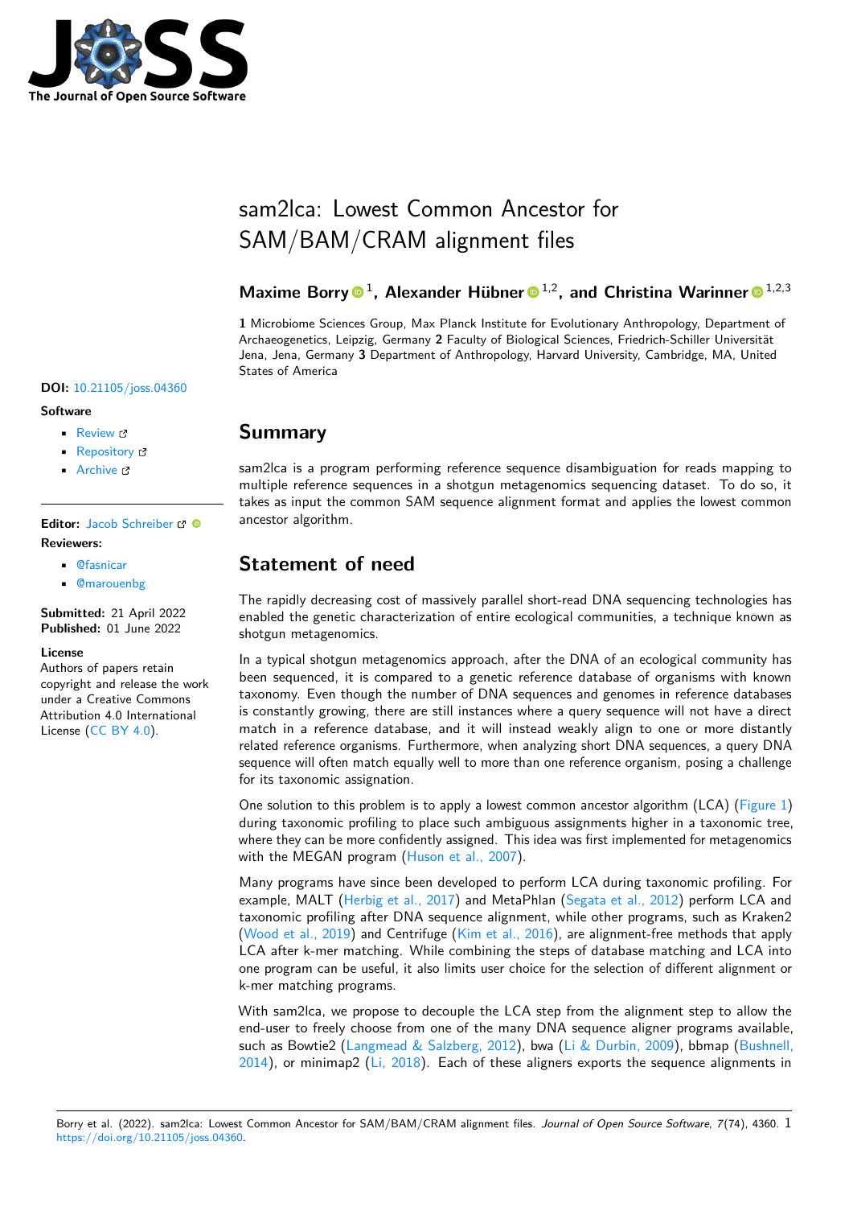# sam2lca: Lowest Common Ancestor for SAM/BAM/CRAM alignment files

**Maxime Borry**[1], **Alexander Hübner**[1,2], **and Christina Warinner**[1,2,3]

**1** Microbiome Sciences Group, Max Planck Institute for Evolutionary Anthropology, Department of Archaeogenetics, Leipzig, Germany **2** Faculty of Biological Sciences, Friedrich-Schiller Universität Jena, Jena, Germany **3** Department of Anthropology, Harvard University, Cambridge, MA, United States of America

**DOI:** 10.21105/joss.04360

**Software**

- Review
- Repository
- Archive

**Editor:** Jacob Schreiber

**Reviewers:**

- @fasnicar
- @marouenbg

**Submitted:** 21 April 2022
**Published:** 01 June 2022

**License**
Authors of papers retain copyright and release the work under a Creative Commons Attribution 4.0 International License (CC BY 4.0).

## Summary

sam2lca is a program performing reference sequence disambiguation for reads mapping to multiple reference sequences in a shotgun metagenomics sequencing dataset. To do so, it takes as input the common SAM sequence alignment format and applies the lowest common ancestor algorithm.

## Statement of need

The rapidly decreasing cost of massively parallel short-read DNA sequencing technologies has enabled the genetic characterization of entire ecological communities, a technique known as shotgun metagenomics.

In a typical shotgun metagenomics approach, after the DNA of an ecological community has been sequenced, it is compared to a genetic reference database of organisms with known taxonomy. Even though the number of DNA sequences and genomes in reference databases is constantly growing, there are still instances where a query sequence will not have a direct match in a reference database, and it will instead weakly align to one or more distantly related reference organisms. Furthermore, when analyzing short DNA sequences, a query DNA sequence will often match equally well to more than one reference organism, posing a challenge for its taxonomic assignation.

One solution to this problem is to apply a lowest common ancestor algorithm (LCA) (Figure 1) during taxonomic profiling to place such ambiguous assignments higher in a taxonomic tree, where they can be more confidently assigned. This idea was first implemented for metagenomics with the MEGAN program (Huson et al., 2007).

Many programs have since been developed to perform LCA during taxonomic profiling. For example, MALT (Herbig et al., 2017) and MetaPhlan (Segata et al., 2012) perform LCA and taxonomic profiling after DNA sequence alignment, while other programs, such as Kraken2 (Wood et al., 2019) and Centrifuge (Kim et al., 2016), are alignment-free methods that apply LCA after k-mer matching. While combining the steps of database matching and LCA into one program can be useful, it also limits user choice for the selection of different alignment or k-mer matching programs.

With sam2lca, we propose to decouple the LCA step from the alignment step to allow the end-user to freely choose from one of the many DNA sequence aligner programs available, such as Bowtie2 (Langmead & Salzberg, 2012), bwa (Li & Durbin, 2009), bbmap (Bushnell, 2014), or minimap2 (Li, 2018). Each of these aligners exports the sequence alignments in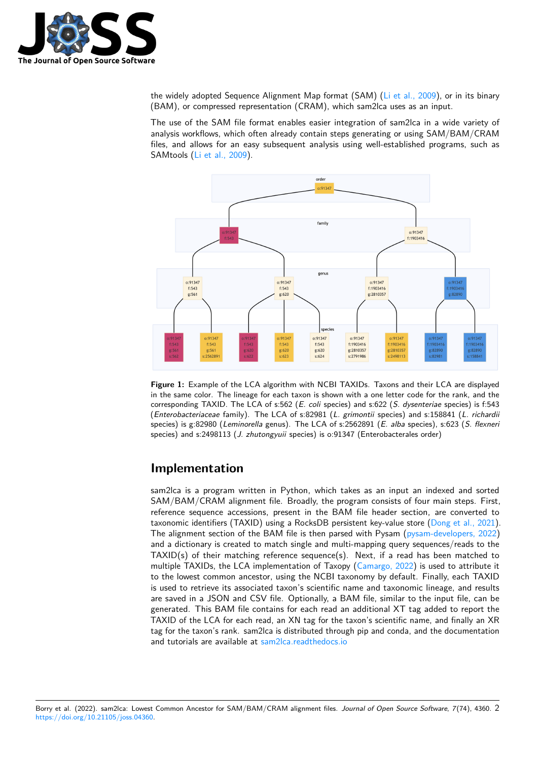the widely adopted Sequence Alignment Map format (SAM) (Li et al., 2009), or in its binary (BAM), or compressed representation (CRAM), which sam2lca uses as an input.

The use of the SAM file format enables easier integration of sam2lca in a wide variety of analysis workflows, which often already contain steps generating or using SAM/BAM/CRAM files, and allows for an easy subsequent analysis using well-established programs, such as SAMtools (Li et al., 2009).

**Figure 1:** Example of the LCA algorithm with NCBI TAXIDs. Taxons and their LCA are displayed in the same color. The lineage for each taxon is shown with a one letter code for the rank, and the corresponding TAXID. The LCA of s:562 (*E. coli* species) and s:622 (*S. dysenteriae* species) is f:543 (*Enterobacteriaceae* family). The LCA of s:82981 (*L. grimontii* species) and s:158841 (*L. richardii* species) is g:82980 (*Leminorella* genus). The LCA of s:2562891 (*E. alba* species), s:623 (*S. flexneri* species) and s:2498113 (*J. zhutongyuii* species) is o:91347 (Enterobacterales order)

## Implementation

sam2lca is a program written in Python, which takes as an input an indexed and sorted SAM/BAM/CRAM alignment file. Broadly, the program consists of four main steps. First, reference sequence accessions, present in the BAM file header section, are converted to taxonomic identifiers (TAXID) using a RocksDB persistent key-value store (Dong et al., 2021). The alignment section of the BAM file is then parsed with Pysam (pysam-developers, 2022) and a dictionary is created to match single and multi-mapping query sequences/reads to the TAXID(s) of their matching reference sequence(s). Next, if a read has been matched to multiple TAXIDs, the LCA implementation of Taxopy (Camargo, 2022) is used to attribute it to the lowest common ancestor, using the NCBI taxonomy by default. Finally, each TAXID is used to retrieve its associated taxon's scientific name and taxonomic lineage, and results are saved in a JSON and CSV file. Optionally, a BAM file, similar to the input file, can be generated. This BAM file contains for each read an additional XT tag added to report the TAXID of the LCA for each read, an XN tag for the taxon's scientific name, and finally an XR tag for the taxon's rank. sam2lca is distributed through pip and conda, and the documentation and tutorials are available at sam2lca.readthedocs.io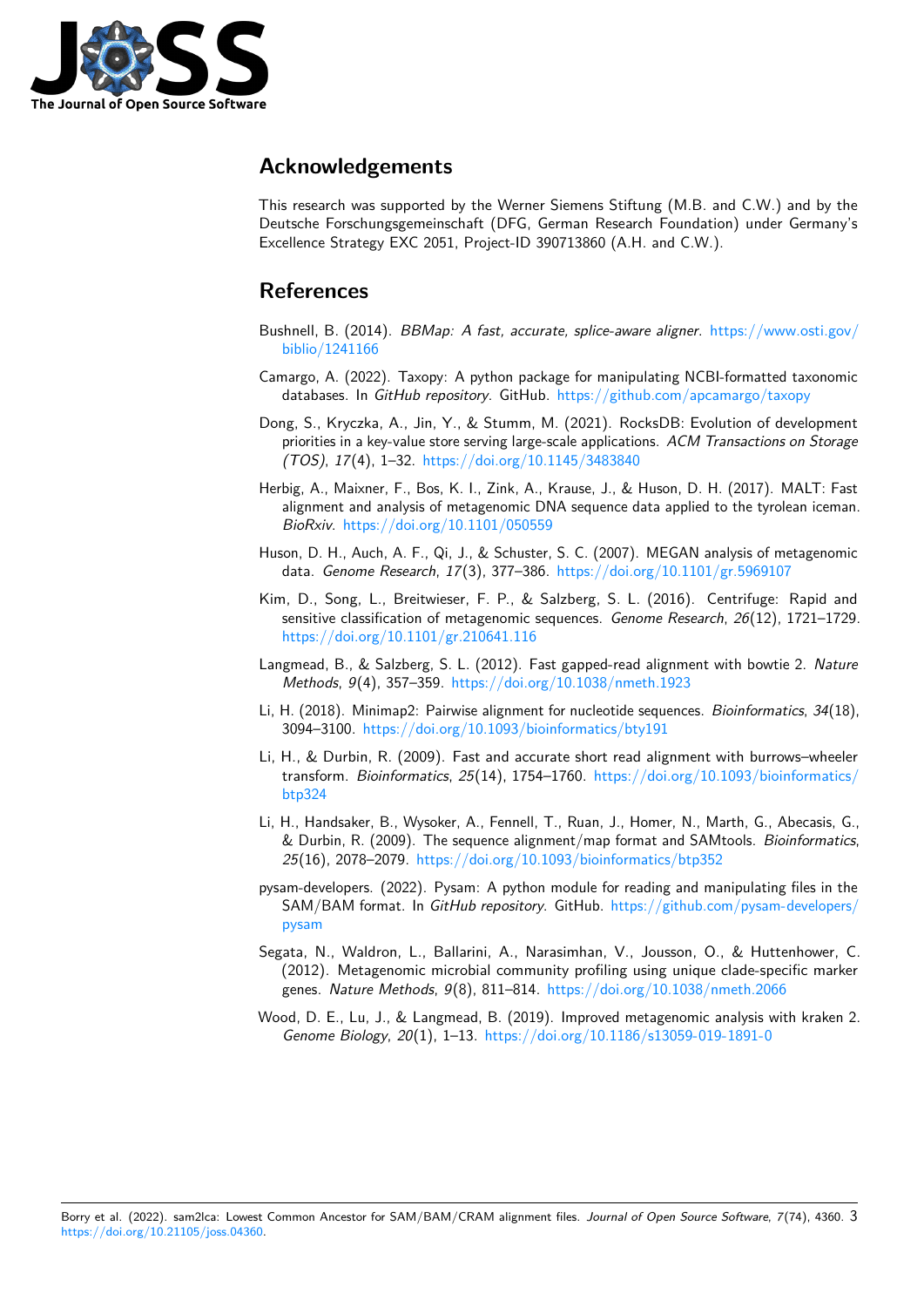## Acknowledgements

This research was supported by the Werner Siemens Stiftung (M.B. and C.W.) and by the Deutsche Forschungsgemeinschaft (DFG, German Research Foundation) under Germany's Excellence Strategy EXC 2051, Project-ID 390713860 (A.H. and C.W.).

## References

Bushnell, B. (2014). *BBMap: A fast, accurate, splice-aware aligner*. https://www.osti.gov/biblio/1241166

Camargo, A. (2022). Taxopy: A python package for manipulating NCBI-formatted taxonomic databases. In *GitHub repository*. GitHub. https://github.com/apcamargo/taxopy

Dong, S., Kryczka, A., Jin, Y., & Stumm, M. (2021). RocksDB: Evolution of development priorities in a key-value store serving large-scale applications. *ACM Transactions on Storage (TOS)*, *17*(4), 1–32. https://doi.org/10.1145/3483840

Herbig, A., Maixner, F., Bos, K. I., Zink, A., Krause, J., & Huson, D. H. (2017). MALT: Fast alignment and analysis of metagenomic DNA sequence data applied to the tyrolean iceman. *BioRxiv*. https://doi.org/10.1101/050559

Huson, D. H., Auch, A. F., Qi, J., & Schuster, S. C. (2007). MEGAN analysis of metagenomic data. *Genome Research*, *17*(3), 377–386. https://doi.org/10.1101/gr.5969107

Kim, D., Song, L., Breitwieser, F. P., & Salzberg, S. L. (2016). Centrifuge: Rapid and sensitive classification of metagenomic sequences. *Genome Research*, *26*(12), 1721–1729. https://doi.org/10.1101/gr.210641.116

Langmead, B., & Salzberg, S. L. (2012). Fast gapped-read alignment with bowtie 2. *Nature Methods*, *9*(4), 357–359. https://doi.org/10.1038/nmeth.1923

Li, H. (2018). Minimap2: Pairwise alignment for nucleotide sequences. *Bioinformatics*, *34*(18), 3094–3100. https://doi.org/10.1093/bioinformatics/bty191

Li, H., & Durbin, R. (2009). Fast and accurate short read alignment with burrows–wheeler transform. *Bioinformatics*, *25*(14), 1754–1760. https://doi.org/10.1093/bioinformatics/btp324

Li, H., Handsaker, B., Wysoker, A., Fennell, T., Ruan, J., Homer, N., Marth, G., Abecasis, G., & Durbin, R. (2009). The sequence alignment/map format and SAMtools. *Bioinformatics*, *25*(16), 2078–2079. https://doi.org/10.1093/bioinformatics/btp352

pysam-developers. (2022). Pysam: A python module for reading and manipulating files in the SAM/BAM format. In *GitHub repository*. GitHub. https://github.com/pysam-developers/pysam

Segata, N., Waldron, L., Ballarini, A., Narasimhan, V., Jousson, O., & Huttenhower, C. (2012). Metagenomic microbial community profiling using unique clade-specific marker genes. *Nature Methods*, *9*(8), 811–814. https://doi.org/10.1038/nmeth.2066

Wood, D. E., Lu, J., & Langmead, B. (2019). Improved metagenomic analysis with kraken 2. *Genome Biology*, *20*(1), 1–13. https://doi.org/10.1186/s13059-019-1891-0